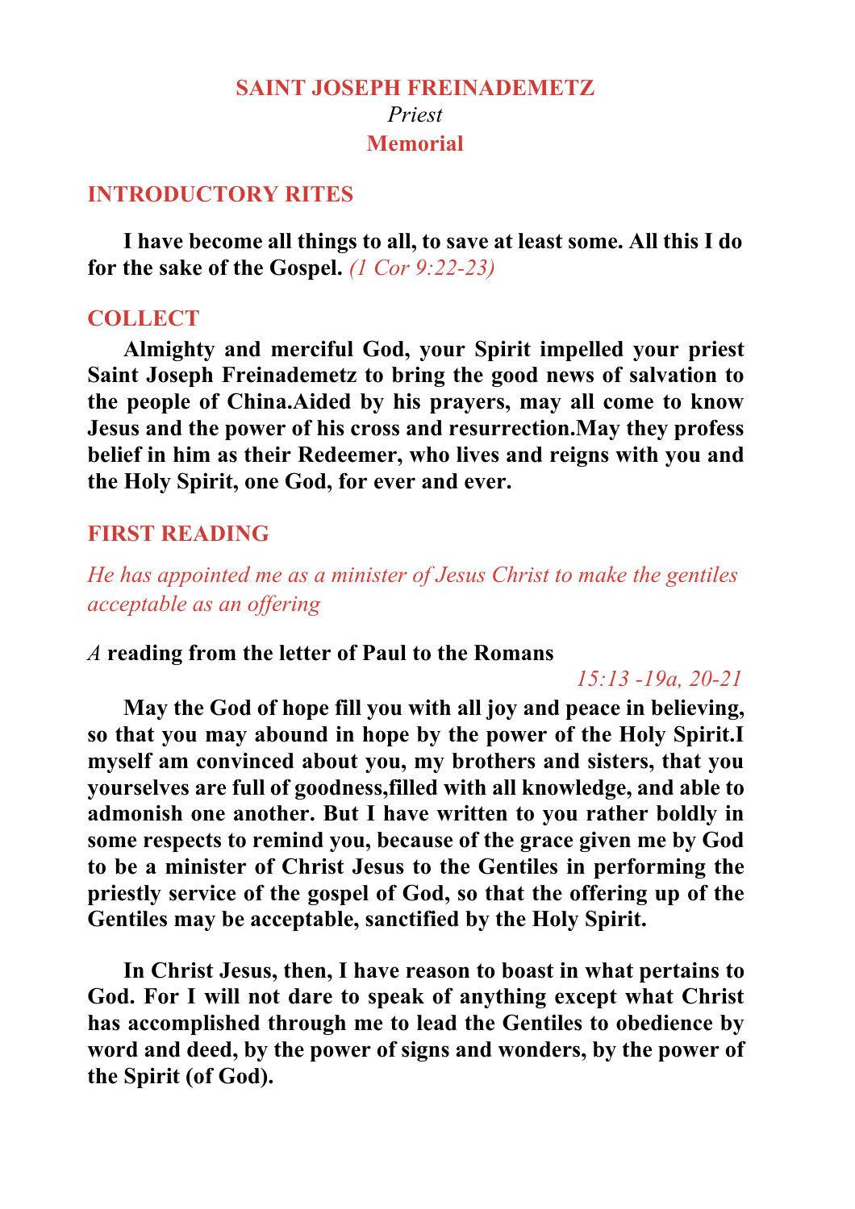# SAINT JOSEPH FREINADEMETZ

*Priest*

**Memorial**

## INTRODUCTORY RITES

**I have become all things to all, to save at least some. All this I do for the sake of the Gospel.** *(1 Cor 9:22-23)*

## COLLECT

**Almighty and merciful God, your Spirit impelled your priest Saint Joseph Freinademetz to bring the good news of salvation to the people of China.Aided by his prayers, may all come to know Jesus and the power of his cross and resurrection.May they profess belief in him as their Redeemer, who lives and reigns with you and the Holy Spirit, one God, for ever and ever.**

## FIRST READING

*He has appointed me as a minister of Jesus Christ to make the gentiles acceptable as an offering*

*A* **reading from the letter of Paul to the Romans**

*15:13 -19a, 20-21*

**May the God of hope fill you with all joy and peace in believing, so that you may abound in hope by the power of the Holy Spirit.I myself am convinced about you, my brothers and sisters, that you yourselves are full of goodness,filled with all knowledge, and able to admonish one another. But I have written to you rather boldly in some respects to remind you, because of the grace given me by God to be a minister of Christ Jesus to the Gentiles in performing the priestly service of the gospel of God, so that the offering up of the Gentiles may be acceptable, sanctified by the Holy Spirit.**

**In Christ Jesus, then, I have reason to boast in what pertains to God. For I will not dare to speak of anything except what Christ has accomplished through me to lead the Gentiles to obedience by word and deed, by the power of signs and wonders, by the power of the Spirit (of God).**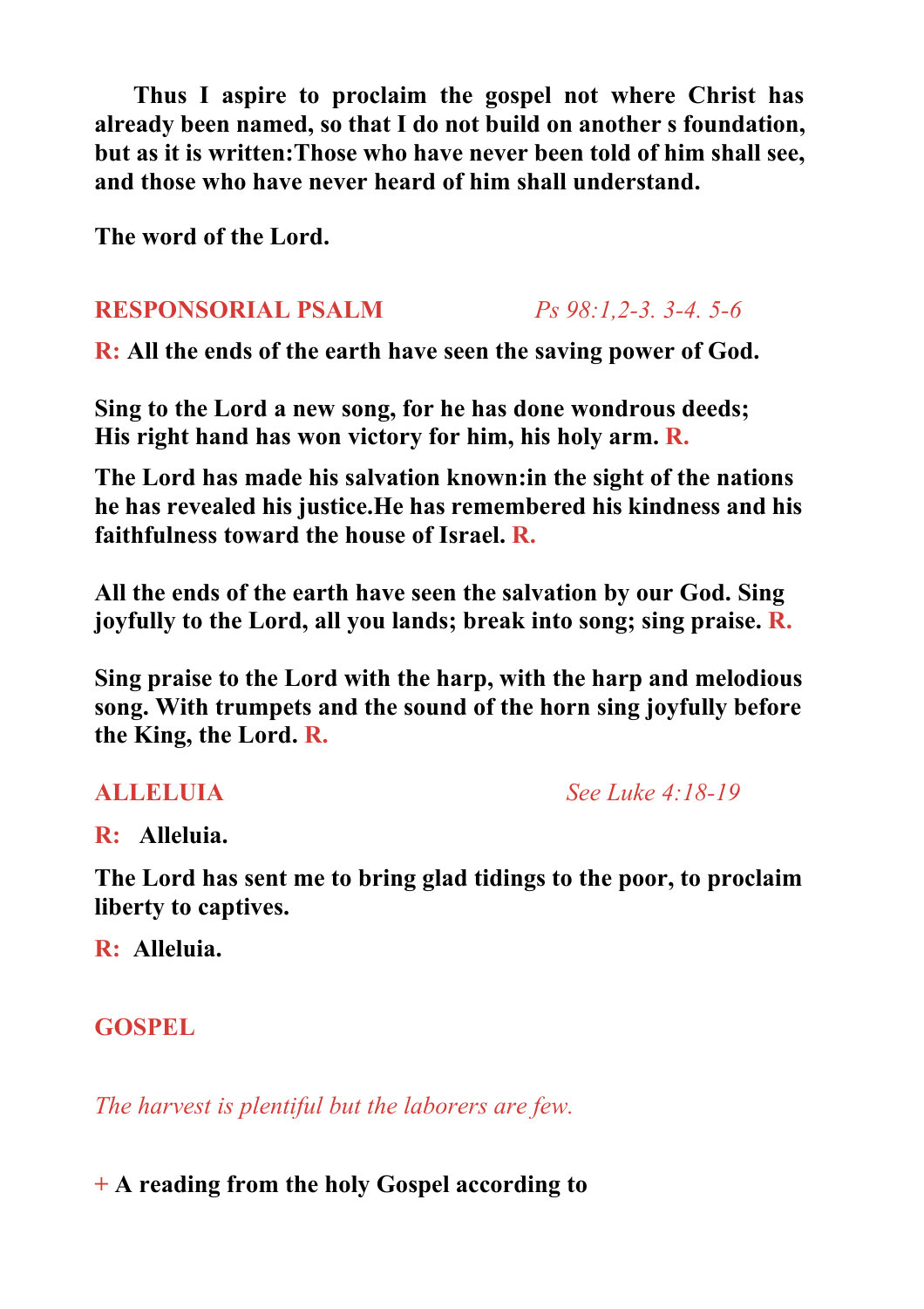**Thus I aspire to proclaim the gospel not where Christ has already been named, so that I do not build on another s foundation, but as it is written:Those who have never been told of him shall see, and those who have never heard of him shall understand.**

**The word of the Lord.**

## RESPONSORIAL PSALM *Ps 98:1,2-3. 3-4. 5-6*

**R: All the ends of the earth have seen the saving power of God.**

**Sing to the Lord a new song, for he has done wondrous deeds;**
**His right hand has won victory for him, his holy arm. R.**

**The Lord has made his salvation known:in the sight of the nations he has revealed his justice.He has remembered his kindness and his faithfulness toward the house of Israel. R.**

**All the ends of the earth have seen the salvation by our God. Sing joyfully to the Lord, all you lands; break into song; sing praise. R.**

**Sing praise to the Lord with the harp, with the harp and melodious song. With trumpets and the sound of the horn sing joyfully before the King, the Lord. R.**

## ALLELUIA *See Luke 4:18-19*

**R: Alleluia.**

**The Lord has sent me to bring glad tidings to the poor, to proclaim liberty to captives.**

**R: Alleluia.**

## GOSPEL

*The harvest is plentiful but the laborers are few.*

**+ A reading from the holy Gospel according to**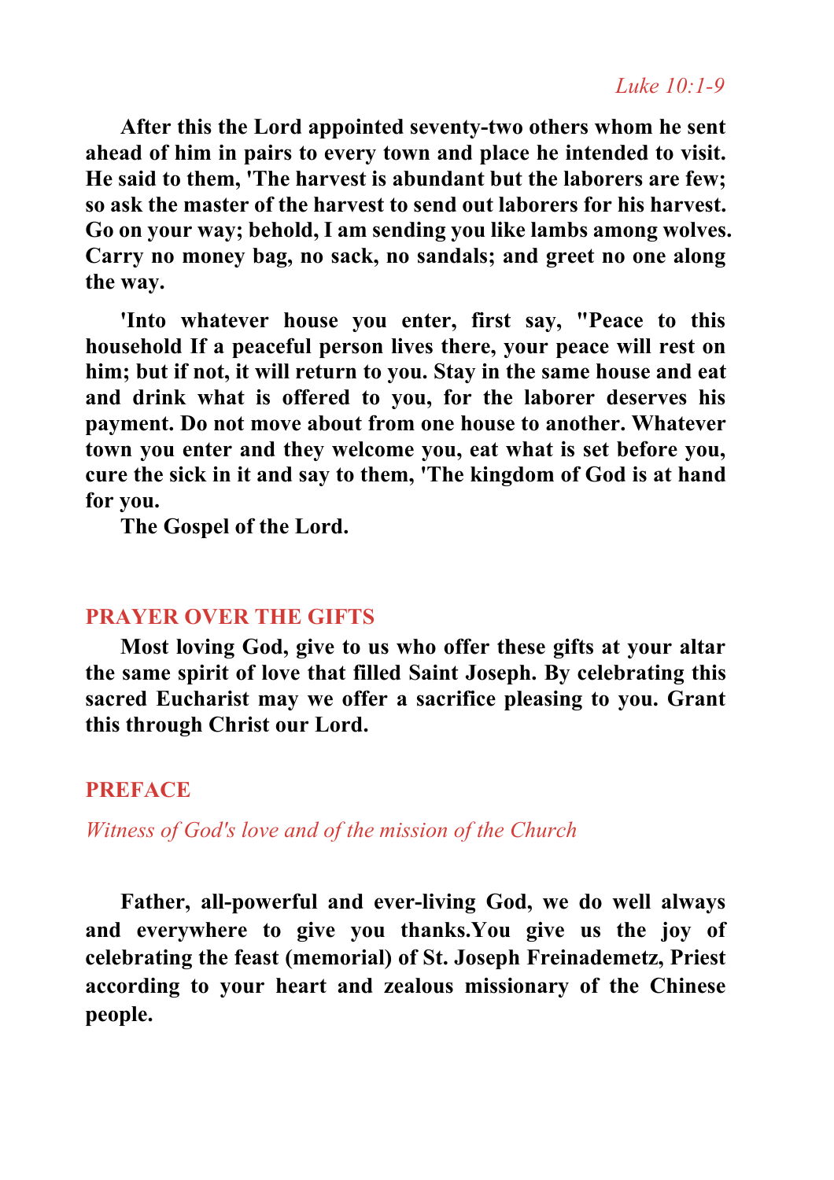*Luke 10:1-9*

**After this the Lord appointed seventy-two others whom he sent ahead of him in pairs to every town and place he intended to visit. He said to them, 'The harvest is abundant but the laborers are few; so ask the master of the harvest to send out laborers for his harvest. Go on your way; behold, I am sending you like lambs among wolves. Carry no money bag, no sack, no sandals; and greet no one along the way.**

**'Into whatever house you enter, first say, "Peace to this household If a peaceful person lives there, your peace will rest on him; but if not, it will return to you. Stay in the same house and eat and drink what is offered to you, for the laborer deserves his payment. Do not move about from one house to another. Whatever town you enter and they welcome you, eat what is set before you, cure the sick in it and say to them, 'The kingdom of God is at hand for you.**

**The Gospel of the Lord.**

## PRAYER OVER THE GIFTS

**Most loving God, give to us who offer these gifts at your altar the same spirit of love that filled Saint Joseph. By celebrating this sacred Eucharist may we offer a sacrifice pleasing to you. Grant this through Christ our Lord.**

## PREFACE

*Witness of God's love and of the mission of the Church*

**Father, all-powerful and ever-living God, we do well always and everywhere to give you thanks.You give us the joy of celebrating the feast (memorial) of St. Joseph Freinademetz, Priest according to your heart and zealous missionary of the Chinese people.**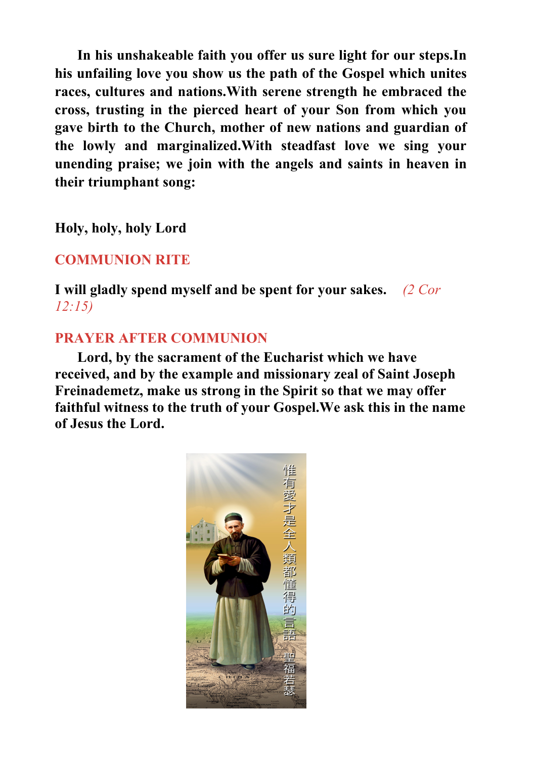**In his unshakeable faith you offer us sure light for our steps.In his unfailing love you show us the path of the Gospel which unites races, cultures and nations.With serene strength he embraced the cross, trusting in the pierced heart of your Son from which you gave birth to the Church, mother of new nations and guardian of the lowly and marginalized.With steadfast love we sing your unending praise; we join with the angels and saints in heaven in their triumphant song:**

**Holy, holy, holy Lord**

## COMMUNION RITE

**I will gladly spend myself and be spent for your sakes.** *(2 Cor 12:15)*

## PRAYER AFTER COMMUNION

**Lord, by the sacrament of the Eucharist which we have received, and by the example and missionary zeal of Saint Joseph Freinademetz, make us strong in the Spirit so that we may offer faithful witness to the truth of your Gospel.We ask this in the name of Jesus the Lord.**